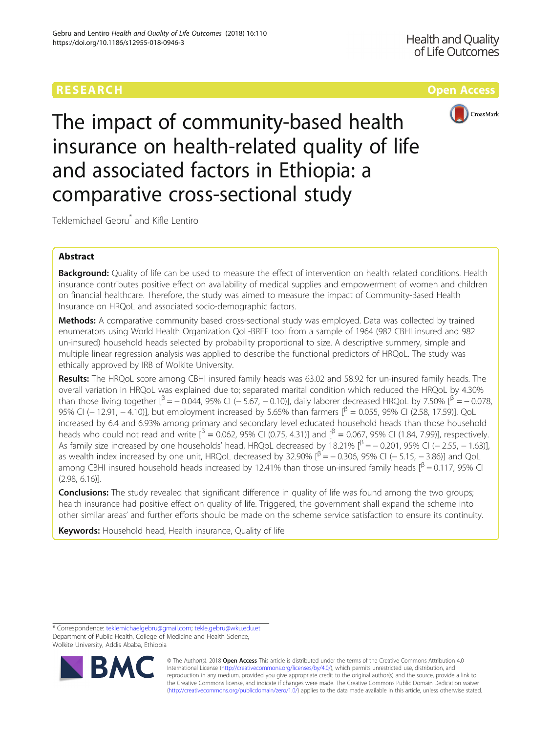RESEARCH | Open Access

# The impact of community-based health insurance on health-related quality of life and associated factors in Ethiopia: a comparative cross-sectional study

Teklemichael Gebru* and Kifle Lentiro

## Abstract

**Background:** Quality of life can be used to measure the effect of intervention on health related conditions. Health insurance contributes positive effect on availability of medical supplies and empowerment of women and children on financial healthcare. Therefore, the study was aimed to measure the impact of Community-Based Health Insurance on HRQoL and associated socio-demographic factors.

**Methods:** A comparative community based cross-sectional study was employed. Data was collected by trained enumerators using World Health Organization QoL-BREF tool from a sample of 1964 (982 CBHI insured and 982 un-insured) household heads selected by probability proportional to size. A descriptive summery, simple and multiple linear regression analysis was applied to describe the functional predictors of HRQoL. The study was ethically approved by IRB of Wolkite University.

**Results:** The HRQoL score among CBHI insured family heads was 63.02 and 58.92 for un-insured family heads. The overall variation in HRQoL was explained due to; separated marital condition which reduced the HRQoL by 4.30% than those living together [$^{\beta} = -0.044$, 95% CI (− 5.67, − 0.10)], daily laborer decreased HRQoL by 7.50% [$^{\beta} = -0.078$, 95% CI (− 12.91, − 4.10)], but employment increased by 5.65% than farmers [$^{\beta} = 0.055$, 95% CI (2.58, 17.59)]. QoL increased by 6.4 and 6.93% among primary and secondary level educated household heads than those household heads who could not read and write [$^{\beta} = 0.062$, 95% CI (0.75, 4.31)] and [$^{\beta} = 0.067$, 95% CI (1.84, 7.99)], respectively. As family size increased by one households' head, HRQoL decreased by 18.21% [$^{\beta} = -0.201$, 95% CI (− 2.55, − 1.63)], as wealth index increased by one unit, HRQoL decreased by 32.90% [$^{\beta} = -0.306$, 95% CI (− 5.15, − 3.86)] and QoL among CBHI insured household heads increased by 12.41% than those un-insured family heads [$^{\beta} = 0.117$, 95% CI (2.98, 6.16)].

**Conclusions:** The study revealed that significant difference in quality of life was found among the two groups; health insurance had positive effect on quality of life. Triggered, the government shall expand the scheme into other similar areas' and further efforts should be made on the scheme service satisfaction to ensure its continuity.

**Keywords:** Household head, Health insurance, Quality of life

* Correspondence: teklemichaelgebru@gmail.com; tekle.gebru@wku.edu.et
Department of Public Health, College of Medicine and Health Science, Wolkite University, Addis Ababa, Ethiopia

© The Author(s). 2018 **Open Access** This article is distributed under the terms of the Creative Commons Attribution 4.0 International License (http://creativecommons.org/licenses/by/4.0/), which permits unrestricted use, distribution, and reproduction in any medium, provided you give appropriate credit to the original author(s) and the source, provide a link to the Creative Commons license, and indicate if changes were made. The Creative Commons Public Domain Dedication waiver (http://creativecommons.org/publicdomain/zero/1.0/) applies to the data made available in this article, unless otherwise stated.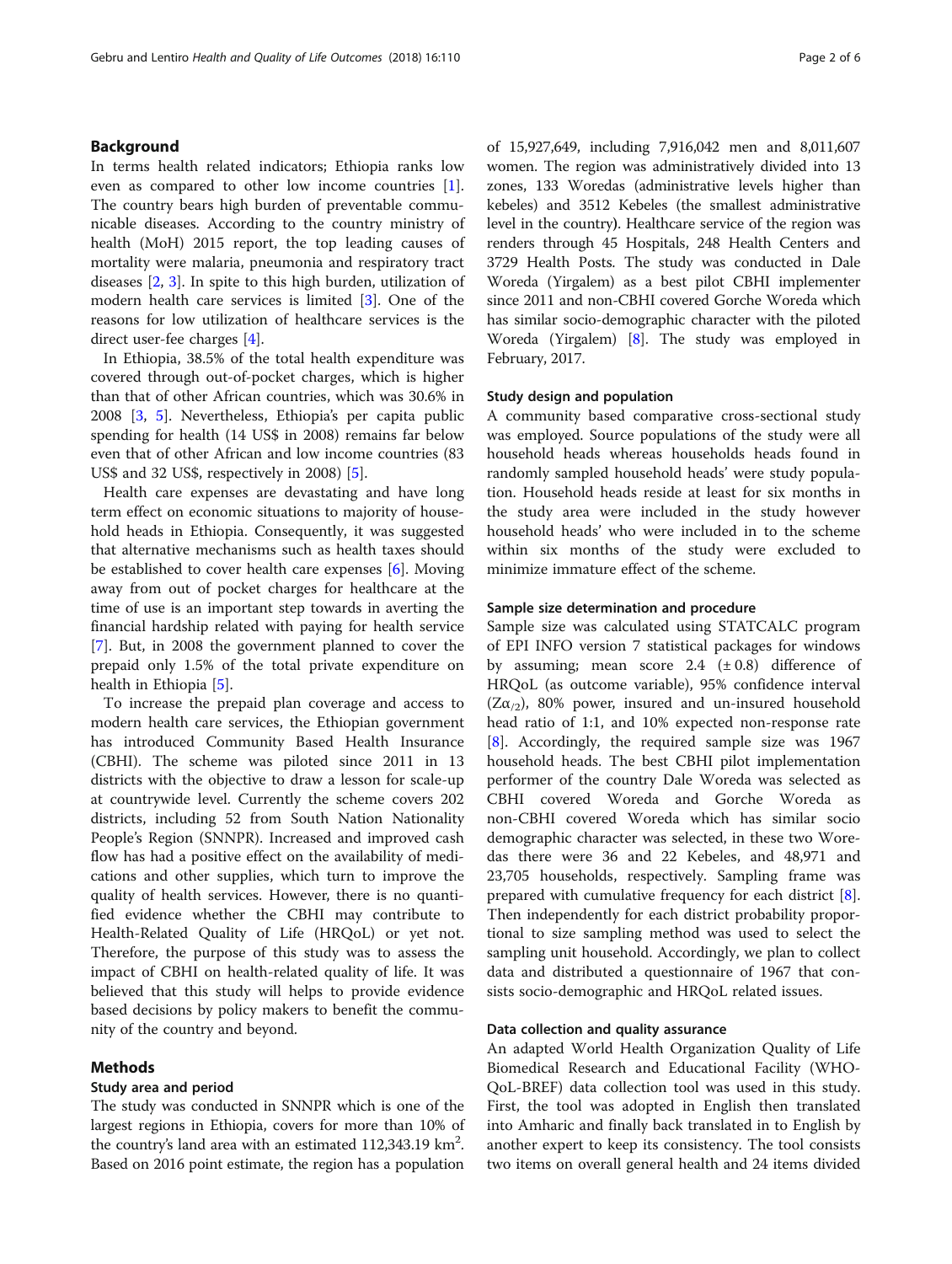## Background

In terms health related indicators; Ethiopia ranks low even as compared to other low income countries [1]. The country bears high burden of preventable communicable diseases. According to the country ministry of health (MoH) 2015 report, the top leading causes of mortality were malaria, pneumonia and respiratory tract diseases [2, 3]. In spite to this high burden, utilization of modern health care services is limited [3]. One of the reasons for low utilization of healthcare services is the direct user-fee charges [4].

In Ethiopia, 38.5% of the total health expenditure was covered through out-of-pocket charges, which is higher than that of other African countries, which was 30.6% in 2008 [3, 5]. Nevertheless, Ethiopia's per capita public spending for health (14 US$ in 2008) remains far below even that of other African and low income countries (83 US$ and 32 US$, respectively in 2008) [5].

Health care expenses are devastating and have long term effect on economic situations to majority of household heads in Ethiopia. Consequently, it was suggested that alternative mechanisms such as health taxes should be established to cover health care expenses [6]. Moving away from out of pocket charges for healthcare at the time of use is an important step towards in averting the financial hardship related with paying for health service [7]. But, in 2008 the government planned to cover the prepaid only 1.5% of the total private expenditure on health in Ethiopia [5].

To increase the prepaid plan coverage and access to modern health care services, the Ethiopian government has introduced Community Based Health Insurance (CBHI). The scheme was piloted since 2011 in 13 districts with the objective to draw a lesson for scale-up at countrywide level. Currently the scheme covers 202 districts, including 52 from South Nation Nationality People's Region (SNNPR). Increased and improved cash flow has had a positive effect on the availability of medications and other supplies, which turn to improve the quality of health services. However, there is no quantified evidence whether the CBHI may contribute to Health-Related Quality of Life (HRQoL) or yet not. Therefore, the purpose of this study was to assess the impact of CBHI on health-related quality of life. It was believed that this study will helps to provide evidence based decisions by policy makers to benefit the community of the country and beyond.

## Methods

### Study area and period

The study was conducted in SNNPR which is one of the largest regions in Ethiopia, covers for more than 10% of the country's land area with an estimated 112,343.19 km$^2$. Based on 2016 point estimate, the region has a population of 15,927,649, including 7,916,042 men and 8,011,607 women. The region was administratively divided into 13 zones, 133 Woredas (administrative levels higher than kebeles) and 3512 Kebeles (the smallest administrative level in the country). Healthcare service of the region was renders through 45 Hospitals, 248 Health Centers and 3729 Health Posts. The study was conducted in Dale Woreda (Yirgalem) as a best pilot CBHI implementer since 2011 and non-CBHI covered Gorche Woreda which has similar socio-demographic character with the piloted Woreda (Yirgalem) [8]. The study was employed in February, 2017.

### Study design and population

A community based comparative cross-sectional study was employed. Source populations of the study were all household heads whereas households heads found in randomly sampled household heads' were study population. Household heads reside at least for six months in the study area were included in the study however household heads' who were included in to the scheme within six months of the study were excluded to minimize immature effect of the scheme.

### Sample size determination and procedure

Sample size was calculated using STATCALC program of EPI INFO version 7 statistical packages for windows by assuming; mean score 2.4 (± 0.8) difference of HRQoL (as outcome variable), 95% confidence interval ($Z\alpha_{/2}$), 80% power, insured and un-insured household head ratio of 1:1, and 10% expected non-response rate [8]. Accordingly, the required sample size was 1967 household heads. The best CBHI pilot implementation performer of the country Dale Woreda was selected as CBHI covered Woreda and Gorche Woreda as non-CBHI covered Woreda which has similar socio demographic character was selected, in these two Woredas there were 36 and 22 Kebeles, and 48,971 and 23,705 households, respectively. Sampling frame was prepared with cumulative frequency for each district [8]. Then independently for each district probability proportional to size sampling method was used to select the sampling unit household. Accordingly, we plan to collect data and distributed a questionnaire of 1967 that consists socio-demographic and HRQoL related issues.

### Data collection and quality assurance

An adapted World Health Organization Quality of Life Biomedical Research and Educational Facility (WHO-QoL-BREF) data collection tool was used in this study. First, the tool was adopted in English then translated into Amharic and finally back translated in to English by another expert to keep its consistency. The tool consists two items on overall general health and 24 items divided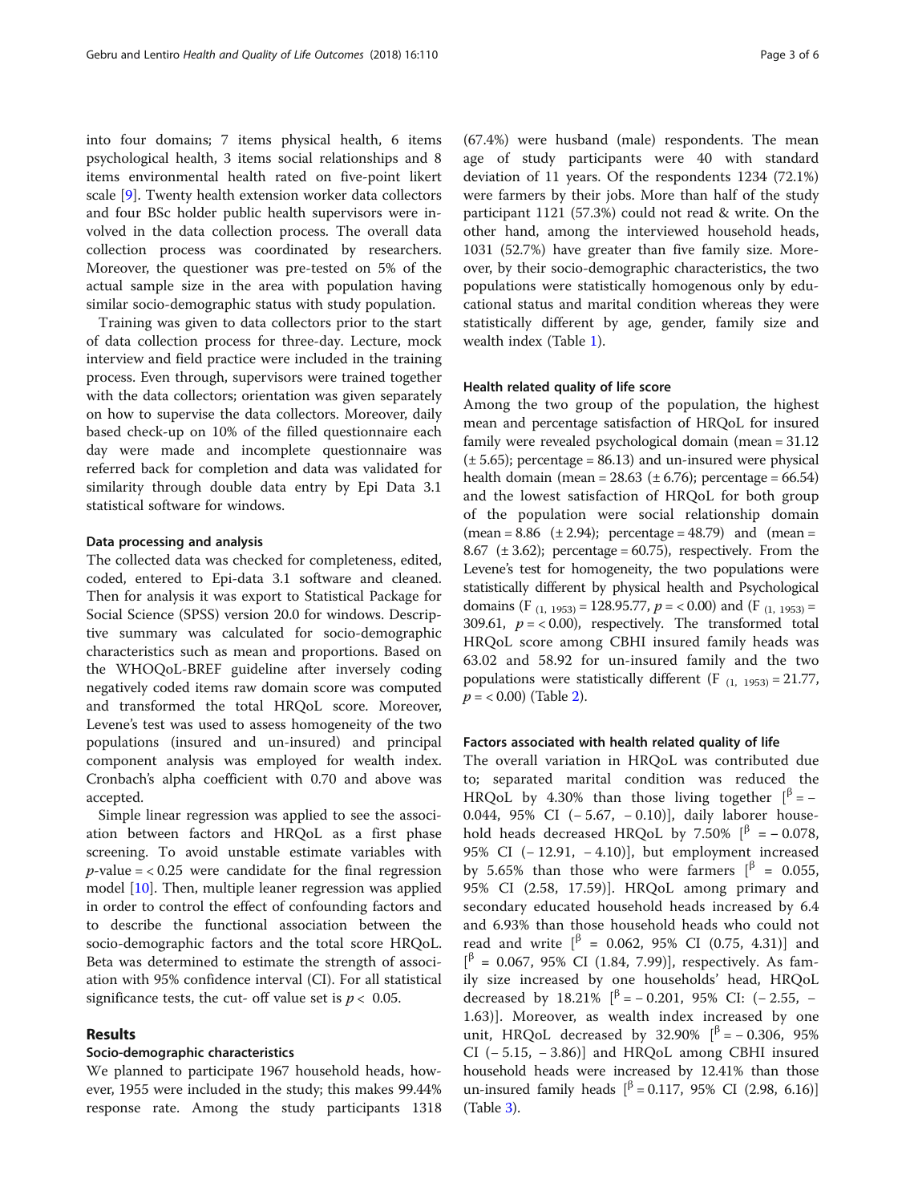into four domains; 7 items physical health, 6 items psychological health, 3 items social relationships and 8 items environmental health rated on five-point likert scale [9]. Twenty health extension worker data collectors and four BSc holder public health supervisors were involved in the data collection process. The overall data collection process was coordinated by researchers. Moreover, the questioner was pre-tested on 5% of the actual sample size in the area with population having similar socio-demographic status with study population.

Training was given to data collectors prior to the start of data collection process for three-day. Lecture, mock interview and field practice were included in the training process. Even through, supervisors were trained together with the data collectors; orientation was given separately on how to supervise the data collectors. Moreover, daily based check-up on 10% of the filled questionnaire each day were made and incomplete questionnaire was referred back for completion and data was validated for similarity through double data entry by Epi Data 3.1 statistical software for windows.

### Data processing and analysis

The collected data was checked for completeness, edited, coded, entered to Epi-data 3.1 software and cleaned. Then for analysis it was export to Statistical Package for Social Science (SPSS) version 20.0 for windows. Descriptive summary was calculated for socio-demographic characteristics such as mean and proportions. Based on the WHOQoL-BREF guideline after inversely coding negatively coded items raw domain score was computed and transformed the total HRQoL score. Moreover, Levene's test was used to assess homogeneity of the two populations (insured and un-insured) and principal component analysis was employed for wealth index. Cronbach's alpha coefficient with 0.70 and above was accepted.

Simple linear regression was applied to see the association between factors and HRQoL as a first phase screening. To avoid unstable estimate variables with $p$-value = $< 0.25$ were candidate for the final regression model [10]. Then, multiple leaner regression was applied in order to control the effect of confounding factors and to describe the functional association between the socio-demographic factors and the total score HRQoL. Beta was determined to estimate the strength of association with 95% confidence interval (CI). For all statistical significance tests, the cut- off value set is $p < 0.05$.

## Results

### Socio-demographic characteristics

We planned to participate 1967 household heads, however, 1955 were included in the study; this makes 99.44% response rate. Among the study participants 1318 (67.4%) were husband (male) respondents. The mean age of study participants were 40 with standard deviation of 11 years. Of the respondents 1234 (72.1%) were farmers by their jobs. More than half of the study participant 1121 (57.3%) could not read & write. On the other hand, among the interviewed household heads, 1031 (52.7%) have greater than five family size. Moreover, by their socio-demographic characteristics, the two populations were statistically homogenous only by educational status and marital condition whereas they were statistically different by age, gender, family size and wealth index (Table 1).

### Health related quality of life score

Among the two group of the population, the highest mean and percentage satisfaction of HRQoL for insured family were revealed psychological domain (mean = 31.12 (± 5.65); percentage = 86.13) and un-insured were physical health domain (mean = 28.63 (± 6.76); percentage = 66.54) and the lowest satisfaction of HRQoL for both group of the population were social relationship domain (mean = 8.86 (± 2.94); percentage = 48.79) and (mean = 8.67 (± 3.62); percentage = 60.75), respectively. From the Levene's test for homogeneity, the two populations were statistically different by physical health and Psychological domains ($F_{(1, 1953)} = 128.95.77$, $p = < 0.00$) and ($F_{(1, 1953)} = 309.61$, $p = < 0.00$), respectively. The transformed total HRQoL score among CBHI insured family heads was 63.02 and 58.92 for un-insured family and the two populations were statistically different ($F_{(1, 1953)} = 21.77$, $p = < 0.00$) (Table 2).

### Factors associated with health related quality of life

The overall variation in HRQoL was contributed due to; separated marital condition was reduced the HRQoL by 4.30% than those living together [$\beta = -0.044$, 95% CI (− 5.67, − 0.10)], daily laborer household heads decreased HRQoL by 7.50% [$\beta = -0.078$, 95% CI (− 12.91, − 4.10)], but employment increased by 5.65% than those who were farmers [$\beta = 0.055$, 95% CI (2.58, 17.59)]. HRQoL among primary and secondary educated household heads increased by 6.4 and 6.93% than those household heads who could not read and write [$\beta = 0.062$, 95% CI (0.75, 4.31)] and [$\beta = 0.067$, 95% CI (1.84, 7.99)], respectively. As family size increased by one households' head, HRQoL decreased by 18.21% [$\beta = -0.201$, 95% CI: (− 2.55, − 1.63)]. Moreover, as wealth index increased by one unit, HRQoL decreased by 32.90% [$\beta = -0.306$, 95% CI (− 5.15, − 3.86)] and HRQoL among CBHI insured household heads were increased by 12.41% than those un-insured family heads [$\beta = 0.117$, 95% CI (2.98, 6.16)] (Table 3).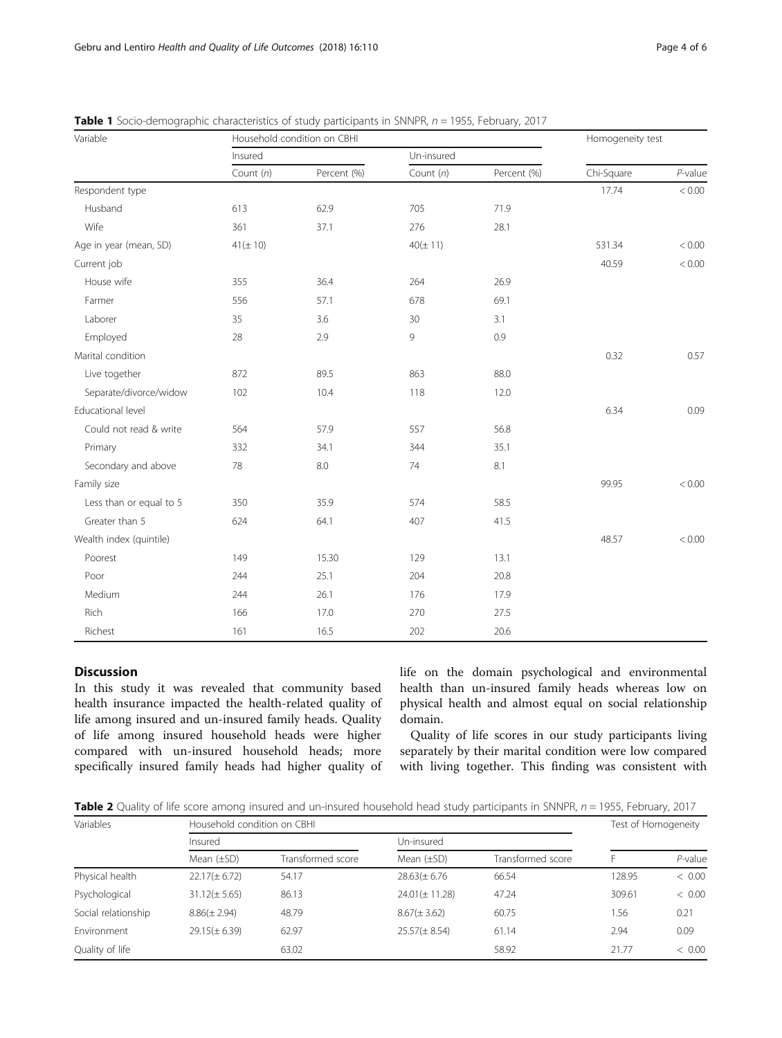**Table 1** Socio-demographic characteristics of study participants in SNNPR, $n = 1955$, February, 2017

| Variable | Household condition on CBHI | | | | Homogeneity test | |
|---|---|---|---|---|---|---|
| | Insured | | Un-insured | | | |
| | Count (*n*) | Percent (%) | Count (*n*) | Percent (%) | Chi-Square | *P*-value |
| Respondent type | | | | | 17.74 | < 0.00 |
| Husband | 613 | 62.9 | 705 | 71.9 | | |
| Wife | 361 | 37.1 | 276 | 28.1 | | |
| Age in year (mean, SD) | 41(± 10) | | 40(± 11) | | 531.34 | < 0.00 |
| Current job | | | | | 40.59 | < 0.00 |
| House wife | 355 | 36.4 | 264 | 26.9 | | |
| Farmer | 556 | 57.1 | 678 | 69.1 | | |
| Laborer | 35 | 3.6 | 30 | 3.1 | | |
| Employed | 28 | 2.9 | 9 | 0.9 | | |
| Marital condition | | | | | 0.32 | 0.57 |
| Live together | 872 | 89.5 | 863 | 88.0 | | |
| Separate/divorce/widow | 102 | 10.4 | 118 | 12.0 | | |
| Educational level | | | | | 6.34 | 0.09 |
| Could not read & write | 564 | 57.9 | 557 | 56.8 | | |
| Primary | 332 | 34.1 | 344 | 35.1 | | |
| Secondary and above | 78 | 8.0 | 74 | 8.1 | | |
| Family size | | | | | 99.95 | < 0.00 |
| Less than or equal to 5 | 350 | 35.9 | 574 | 58.5 | | |
| Greater than 5 | 624 | 64.1 | 407 | 41.5 | | |
| Wealth index (quintile) | | | | | 48.57 | < 0.00 |
| Poorest | 149 | 15.30 | 129 | 13.1 | | |
| Poor | 244 | 25.1 | 204 | 20.8 | | |
| Medium | 244 | 26.1 | 176 | 17.9 | | |
| Rich | 166 | 17.0 | 270 | 27.5 | | |
| Richest | 161 | 16.5 | 202 | 20.6 | | |

## Discussion

In this study it was revealed that community based health insurance impacted the health-related quality of life among insured and un-insured family heads. Quality of life among insured household heads were higher compared with un-insured household heads; more specifically insured family heads had higher quality of life on the domain psychological and environmental health than un-insured family heads whereas low on physical health and almost equal on social relationship domain.

Quality of life scores in our study participants living separately by their marital condition were low compared with living together. This finding was consistent with

**Table 2** Quality of life score among insured and un-insured household head study participants in SNNPR, $n = 1955$, February, 2017

| Variables | Household condition on CBHI | | | | Test of Homogeneity | |
|---|---|---|---|---|---|---|
| | Insured | | Un-insured | | | |
| | Mean (±SD) | Transformed score | Mean (±SD) | Transformed score | F | *P*-value |
| Physical health | 22.17(± 6.72) | 54.17 | 28.63(± 6.76 | 66.54 | 128.95 | < 0.00 |
| Psychological | 31.12(± 5.65) | 86.13 | 24.01(± 11.28) | 47.24 | 309.61 | < 0.00 |
| Social relationship | 8.86(± 2.94) | 48.79 | 8.67(± 3.62) | 60.75 | 1.56 | 0.21 |
| Environment | 29.15(± 6.39) | 62.97 | 25.57(± 8.54) | 61.14 | 2.94 | 0.09 |
| Quality of life | | 63.02 | | 58.92 | 21.77 | < 0.00 |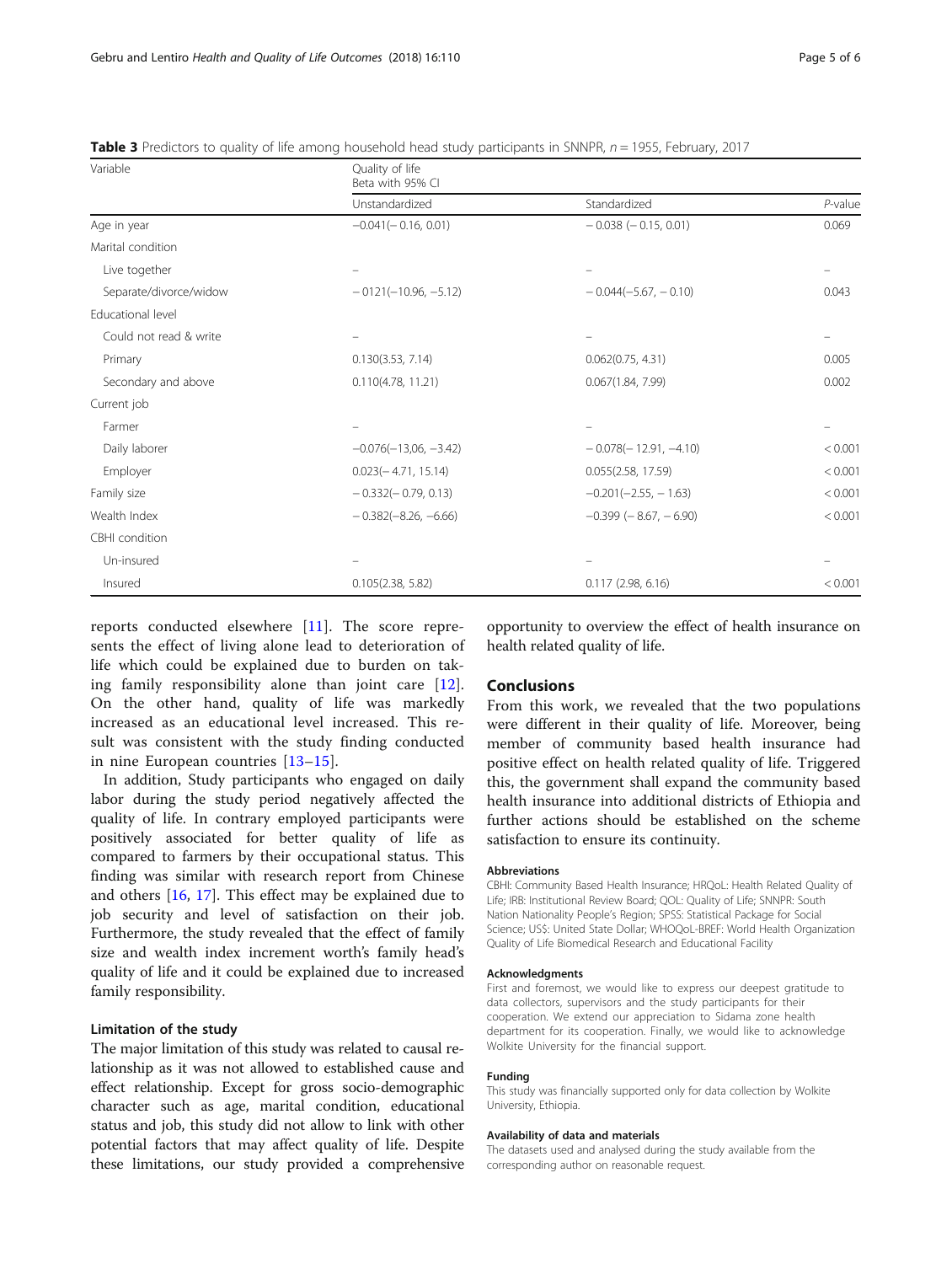**Table 3** Predictors to quality of life among household head study participants in SNNPR, $n = 1955$, February, 2017

| Variable | Quality of life Beta with 95% CI | | |
|---|---|---|---|
| | Unstandardized | Standardized | *P*-value |
| Age in year | −0.041(− 0.16, 0.01) | − 0.038 (− 0.15, 0.01) | 0.069 |
| Marital condition | | | |
| Live together | – | – | – |
| Separate/divorce/widow | − 0121(−10.96, −5.12) | − 0.044(−5.67, − 0.10) | 0.043 |
| Educational level | | | |
| Could not read & write | – | – | – |
| Primary | 0.130(3.53, 7.14) | 0.062(0.75, 4.31) | 0.005 |
| Secondary and above | 0.110(4.78, 11.21) | 0.067(1.84, 7.99) | 0.002 |
| Current job | | | |
| Farmer | – | – | – |
| Daily laborer | −0.076(−13,06, −3.42) | − 0.078(− 12.91, −4.10) | < 0.001 |
| Employer | 0.023(− 4.71, 15.14) | 0.055(2.58, 17.59) | < 0.001 |
| Family size | − 0.332(− 0.79, 0.13) | −0.201(−2.55, − 1.63) | < 0.001 |
| Wealth Index | − 0.382(−8.26, −6.66) | −0.399 (− 8.67, − 6.90) | < 0.001 |
| CBHI condition | | | |
| Un-insured | – | – | – |
| Insured | 0.105(2.38, 5.82) | 0.117 (2.98, 6.16) | < 0.001 |

reports conducted elsewhere [11]. The score represents the effect of living alone lead to deterioration of life which could be explained due to burden on taking family responsibility alone than joint care [12]. On the other hand, quality of life was markedly increased as an educational level increased. This result was consistent with the study finding conducted in nine European countries [13–15].

In addition, Study participants who engaged on daily labor during the study period negatively affected the quality of life. In contrary employed participants were positively associated for better quality of life as compared to farmers by their occupational status. This finding was similar with research report from Chinese and others [16, 17]. This effect may be explained due to job security and level of satisfaction on their job. Furthermore, the study revealed that the effect of family size and wealth index increment worth's family head's quality of life and it could be explained due to increased family responsibility.

### Limitation of the study

The major limitation of this study was related to causal relationship as it was not allowed to established cause and effect relationship. Except for gross socio-demographic character such as age, marital condition, educational status and job, this study did not allow to link with other potential factors that may affect quality of life. Despite these limitations, our study provided a comprehensive opportunity to overview the effect of health insurance on health related quality of life.

## Conclusions

From this work, we revealed that the two populations were different in their quality of life. Moreover, being member of community based health insurance had positive effect on health related quality of life. Triggered this, the government shall expand the community based health insurance into additional districts of Ethiopia and further actions should be established on the scheme satisfaction to ensure its continuity.

#### Abbreviations

CBHI: Community Based Health Insurance; HRQoL: Health Related Quality of Life; IRB: Institutional Review Board; QOL: Quality of Life; SNNPR: South Nation Nationality People's Region; SPSS: Statistical Package for Social Science; US$: United State Dollar; WHOQoL-BREF: World Health Organization Quality of Life Biomedical Research and Educational Facility

#### Acknowledgments

First and foremost, we would like to express our deepest gratitude to data collectors, supervisors and the study participants for their cooperation. We extend our appreciation to Sidama zone health department for its cooperation. Finally, we would like to acknowledge Wolkite University for the financial support.

#### Funding

This study was financially supported only for data collection by Wolkite University, Ethiopia.

#### Availability of data and materials

The datasets used and analysed during the study available from the corresponding author on reasonable request.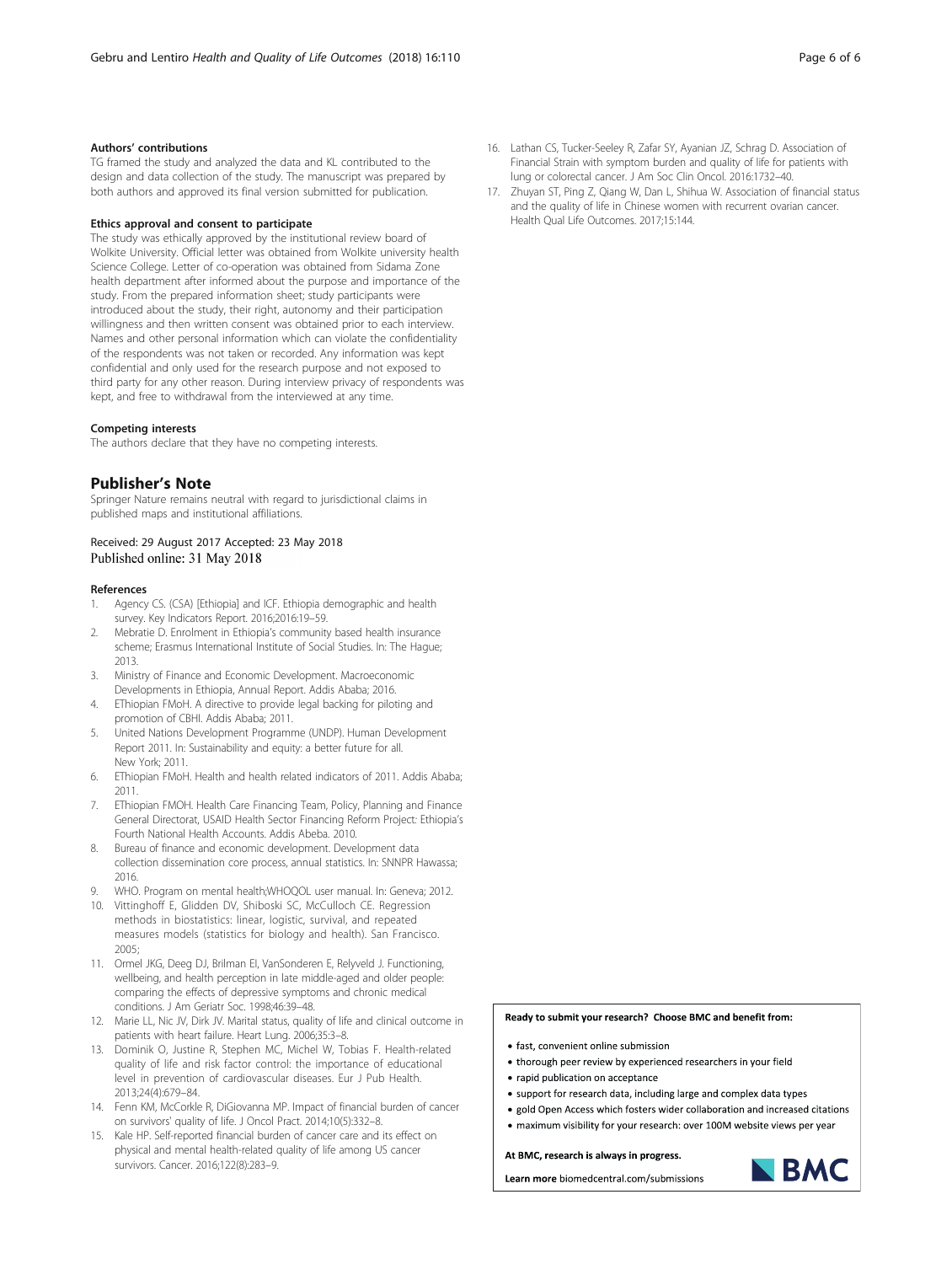#### Authors' contributions

TG framed the study and analyzed the data and KL contributed to the design and data collection of the study. The manuscript was prepared by both authors and approved its final version submitted for publication.

#### Ethics approval and consent to participate

The study was ethically approved by the institutional review board of Wolkite University. Official letter was obtained from Wolkite university health Science College. Letter of co-operation was obtained from Sidama Zone health department after informed about the purpose and importance of the study. From the prepared information sheet; study participants were introduced about the study, their right, autonomy and their participation willingness and then written consent was obtained prior to each interview. Names and other personal information which can violate the confidentiality of the respondents was not taken or recorded. Any information was kept confidential and only used for the research purpose and not exposed to third party for any other reason. During interview privacy of respondents was kept, and free to withdrawal from the interviewed at any time.

#### Competing interests

The authors declare that they have no competing interests.

## Publisher's Note

Springer Nature remains neutral with regard to jurisdictional claims in published maps and institutional affiliations.

Received: 29 August 2017 Accepted: 23 May 2018
Published online: 31 May 2018

#### References

1. Agency CS. (CSA) [Ethiopia] and ICF. Ethiopia demographic and health survey. Key Indicators Report. 2016;2016:19–59.
2. Mebratie D. Enrolment in Ethiopia's community based health insurance scheme; Erasmus International Institute of Social Studies. In: The Hague; 2013.
3. Ministry of Finance and Economic Development. Macroeconomic Developments in Ethiopia, Annual Report. Addis Ababa; 2016.
4. EThiopian FMoH. A directive to provide legal backing for piloting and promotion of CBHI. Addis Ababa; 2011.
5. United Nations Development Programme (UNDP). Human Development Report 2011. In: Sustainability and equity: a better future for all. New York; 2011.
6. EThiopian FMoH. Health and health related indicators of 2011. Addis Ababa; 2011.
7. EThiopian FMOH. Health Care Financing Team, Policy, Planning and Finance General Directorat, USAID Health Sector Financing Reform Project: Ethiopia's Fourth National Health Accounts. Addis Abeba. 2010.
8. Bureau of finance and economic development. Development data collection dissemination core process, annual statistics. In: SNNPR Hawassa; 2016.
9. WHO. Program on mental health;WHOQOL user manual. In: Geneva; 2012.
10. Vittinghoff E, Glidden DV, Shiboski SC, McCulloch CE. Regression methods in biostatistics: linear, logistic, survival, and repeated measures models (statistics for biology and health). San Francisco. 2005;
11. Ormel JKG, Deeg DJ, Brilman EI, VanSonderen E, Relyveld J. Functioning, wellbeing, and health perception in late middle-aged and older people: comparing the effects of depressive symptoms and chronic medical conditions. J Am Geriatr Soc. 1998;46:39–48.
12. Marie LL, Nic JV, Dirk JV. Marital status, quality of life and clinical outcome in patients with heart failure. Heart Lung. 2006;35:3–8.
13. Dominik O, Justine R, Stephen MC, Michel W, Tobias F. Health-related quality of life and risk factor control: the importance of educational level in prevention of cardiovascular diseases. Eur J Pub Health. 2013;24(4):679–84.
14. Fenn KM, McCorkle R, DiGiovanna MP. Impact of financial burden of cancer on survivors' quality of life. J Oncol Pract. 2014;10(5):332–8.
15. Kale HP. Self-reported financial burden of cancer care and its effect on physical and mental health-related quality of life among US cancer survivors. Cancer. 2016;122(8):283–9.
16. Lathan CS, Tucker-Seeley R, Zafar SY, Ayanian JZ, Schrag D. Association of Financial Strain with symptom burden and quality of life for patients with lung or colorectal cancer. J Am Soc Clin Oncol. 2016:1732–40.
17. Zhuyan ST, Ping Z, Qiang W, Dan L, Shihua W. Association of financial status and the quality of life in Chinese women with recurrent ovarian cancer. Health Qual Life Outcomes. 2017;15:144.